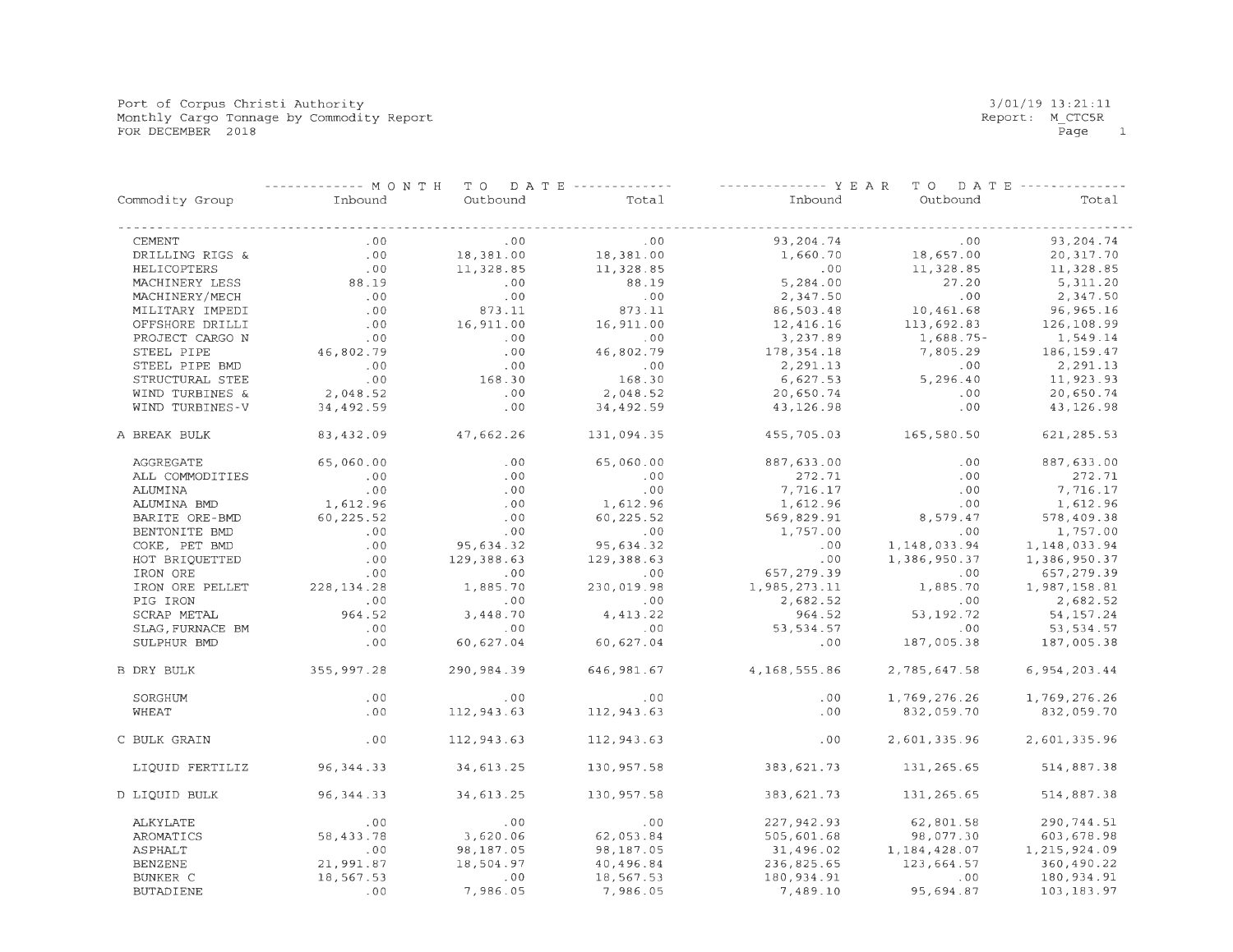Port of Corpus Christi Authority
Monthly Cargo Tonnage by Commodity Report
FOR DECEMBER 2018

3/01/19 13:21:11
Report: M_CTC5R

| Commodity Group | MONTH TO DATE Inbound | MONTH TO DATE Outbound | MONTH TO DATE Total | YEAR TO DATE Inbound | YEAR TO DATE Outbound | YEAR TO DATE Total |
|---|---|---|---|---|---|---|
| CEMENT | .00 | .00 | .00 | 93,204.74 | .00 | 93,204.74 |
| DRILLING RIGS & | .00 | 18,381.00 | 18,381.00 | 1,660.70 | 18,657.00 | 20,317.70 |
| HELICOPTERS | .00 | 11,328.85 | 11,328.85 | .00 | 11,328.85 | 11,328.85 |
| MACHINERY LESS | 88.19 | .00 | 88.19 | 5,284.00 | 27.20 | 5,311.20 |
| MACHINERY/MECH | .00 | .00 | .00 | 2,347.50 | .00 | 2,347.50 |
| MILITARY IMPEDI | .00 | 873.11 | 873.11 | 86,503.48 | 10,461.68 | 96,965.16 |
| OFFSHORE DRILLI | .00 | 16,911.00 | 16,911.00 | 12,416.16 | 113,692.83 | 126,108.99 |
| PROJECT CARGO N | .00 | .00 | .00 | 3,237.89 | 1,688.75- | 1,549.14 |
| STEEL PIPE | 46,802.79 | .00 | 46,802.79 | 178,354.18 | 7,805.29 | 186,159.47 |
| STEEL PIPE BMD | .00 | .00 | .00 | 2,291.13 | .00 | 2,291.13 |
| STRUCTURAL STEE | .00 | 168.30 | 168.30 | 6,627.53 | 5,296.40 | 11,923.93 |
| WIND TURBINES & | 2,048.52 | .00 | 2,048.52 | 20,650.74 | .00 | 20,650.74 |
| WIND TURBINES-V | 34,492.59 | .00 | 34,492.59 | 43,126.98 | .00 | 43,126.98 |
| A BREAK BULK | 83,432.09 | 47,662.26 | 131,094.35 | 455,705.03 | 165,580.50 | 621,285.53 |
| AGGREGATE | 65,060.00 | .00 | 65,060.00 | 887,633.00 | .00 | 887,633.00 |
| ALL COMMODITIES | .00 | .00 | .00 | 272.71 | .00 | 272.71 |
| ALUMINA | .00 | .00 | .00 | 7,716.17 | .00 | 7,716.17 |
| ALUMINA BMD | 1,612.96 | .00 | 1,612.96 | 1,612.96 | .00 | 1,612.96 |
| BARITE ORE-BMD | 60,225.52 | .00 | 60,225.52 | 569,829.91 | 8,579.47 | 578,409.38 |
| BENTONITE BMD | .00 | .00 | .00 | 1,757.00 | .00 | 1,757.00 |
| COKE, PET BMD | .00 | 95,634.32 | 95,634.32 | .00 | 1,148,033.94 | 1,148,033.94 |
| HOT BRIQUETTED | .00 | 129,388.63 | 129,388.63 | .00 | 1,386,950.37 | 1,386,950.37 |
| IRON ORE | .00 | .00 | .00 | 657,279.39 | .00 | 657,279.39 |
| IRON ORE PELLET | 228,134.28 | 1,885.70 | 230,019.98 | 1,985,273.11 | 1,885.70 | 1,987,158.81 |
| PIG IRON | .00 | .00 | .00 | 2,682.52 | .00 | 2,682.52 |
| SCRAP METAL | 964.52 | 3,448.70 | 4,413.22 | 964.52 | 53,192.72 | 54,157.24 |
| SLAG,FURNACE BM | .00 | .00 | .00 | 53,534.57 | .00 | 53,534.57 |
| SULPHUR BMD | .00 | 60,627.04 | 60,627.04 | .00 | 187,005.38 | 187,005.38 |
| B DRY BULK | 355,997.28 | 290,984.39 | 646,981.67 | 4,168,555.86 | 2,785,647.58 | 6,954,203.44 |
| SORGHUM | .00 | .00 | .00 | .00 | 1,769,276.26 | 1,769,276.26 |
| WHEAT | .00 | 112,943.63 | 112,943.63 | .00 | 832,059.70 | 832,059.70 |
| C BULK GRAIN | .00 | 112,943.63 | 112,943.63 | .00 | 2,601,335.96 | 2,601,335.96 |
| LIQUID FERTILIZ | 96,344.33 | 34,613.25 | 130,957.58 | 383,621.73 | 131,265.65 | 514,887.38 |
| D LIQUID BULK | 96,344.33 | 34,613.25 | 130,957.58 | 383,621.73 | 131,265.65 | 514,887.38 |
| ALKYLATE | .00 | .00 | .00 | 227,942.93 | 62,801.58 | 290,744.51 |
| AROMATICS | 58,433.78 | 3,620.06 | 62,053.84 | 505,601.68 | 98,077.30 | 603,678.98 |
| ASPHALT | .00 | 98,187.05 | 98,187.05 | 31,496.02 | 1,184,428.07 | 1,215,924.09 |
| BENZENE | 21,991.87 | 18,504.97 | 40,496.84 | 236,825.65 | 123,664.57 | 360,490.22 |
| BUNKER C | 18,567.53 | .00 | 18,567.53 | 180,934.91 | .00 | 180,934.91 |
| BUTADIENE | .00 | 7,986.05 | 7,986.05 | 7,489.10 | 95,694.87 | 103,183.97 |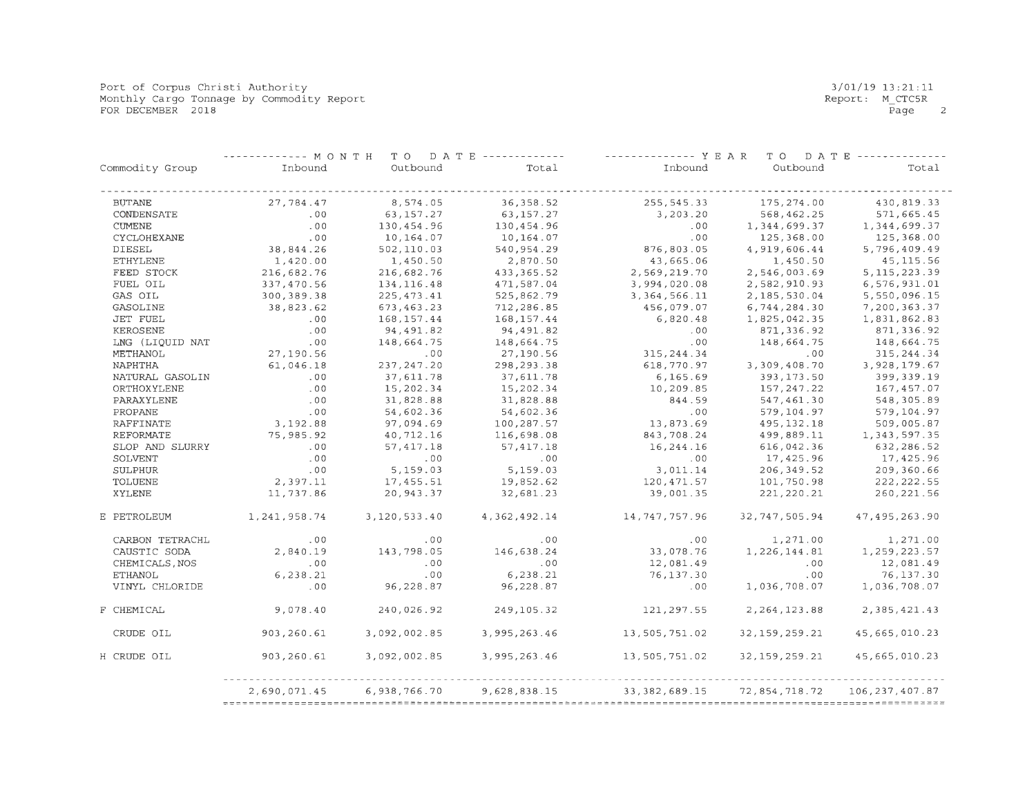Port of Corpus Christi Authority
Monthly Cargo Tonnage by Commodity Report
FOR DECEMBER 2018

3/01/19 13:21:11
Report: M_CTC5R

| Commodity Group | MONTH TO DATE Inbound | MONTH TO DATE Outbound | MONTH TO DATE Total | YEAR TO DATE Inbound | YEAR TO DATE Outbound | YEAR TO DATE Total |
|---|---|---|---|---|---|---|
| BUTANE | 27,784.47 | 8,574.05 | 36,358.52 | 255,545.33 | 175,274.00 | 430,819.33 |
| CONDENSATE | .00 | 63,157.27 | 63,157.27 | 3,203.20 | 568,462.25 | 571,665.45 |
| CUMENE | .00 | 130,454.96 | 130,454.96 | .00 | 1,344,699.37 | 1,344,699.37 |
| CYCLOHEXANE | .00 | 10,164.07 | 10,164.07 | .00 | 125,368.00 | 125,368.00 |
| DIESEL | 38,844.26 | 502,110.03 | 540,954.29 | 876,803.05 | 4,919,606.44 | 5,796,409.49 |
| ETHYLENE | 1,420.00 | 1,450.50 | 2,870.50 | 43,665.06 | 1,450.50 | 45,115.56 |
| FEED STOCK | 216,682.76 | 216,682.76 | 433,365.52 | 2,569,219.70 | 2,546,003.69 | 5,115,223.39 |
| FUEL OIL | 337,470.56 | 134,116.48 | 471,587.04 | 3,994,020.08 | 2,582,910.93 | 6,576,931.01 |
| GAS OIL | 300,389.38 | 225,473.41 | 525,862.79 | 3,364,566.11 | 2,185,530.04 | 5,550,096.15 |
| GASOLINE | 38,823.62 | 673,463.23 | 712,286.85 | 456,079.07 | 6,744,284.30 | 7,200,363.37 |
| JET FUEL | .00 | 168,157.44 | 168,157.44 | 6,820.48 | 1,825,042.35 | 1,831,862.83 |
| KEROSENE | .00 | 94,491.82 | 94,491.82 | .00 | 871,336.92 | 871,336.92 |
| LNG (LIQUID NAT | .00 | 148,664.75 | 148,664.75 | .00 | 148,664.75 | 148,664.75 |
| METHANOL | 27,190.56 | .00 | 27,190.56 | 315,244.34 | .00 | 315,244.34 |
| NAPHTHA | 61,046.18 | 237,247.20 | 298,293.38 | 618,770.97 | 3,309,408.70 | 3,928,179.67 |
| NATURAL GASOLIN | .00 | 37,611.78 | 37,611.78 | 6,165.69 | 393,173.50 | 399,339.19 |
| ORTHOXYLENE | .00 | 15,202.34 | 15,202.34 | 10,209.85 | 157,247.22 | 167,457.07 |
| PARAXYLENE | .00 | 31,828.88 | 31,828.88 | 844.59 | 547,461.30 | 548,305.89 |
| PROPANE | .00 | 54,602.36 | 54,602.36 | .00 | 579,104.97 | 579,104.97 |
| RAFFINATE | 3,192.88 | 97,094.69 | 100,287.57 | 13,873.69 | 495,132.18 | 509,005.87 |
| REFORMATE | 75,985.92 | 40,712.16 | 116,698.08 | 843,708.24 | 499,889.11 | 1,343,597.35 |
| SLOP AND SLURRY | .00 | 57,417.18 | 57,417.18 | 16,244.16 | 616,042.36 | 632,286.52 |
| SOLVENT | .00 | .00 | .00 | .00 | 17,425.96 | 17,425.96 |
| SULPHUR | .00 | 5,159.03 | 5,159.03 | 3,011.14 | 206,349.52 | 209,360.66 |
| TOLUENE | 2,397.11 | 17,455.51 | 19,852.62 | 120,471.57 | 101,750.98 | 222,222.55 |
| XYLENE | 11,737.86 | 20,943.37 | 32,681.23 | 39,001.35 | 221,220.21 | 260,221.56 |
| E PETROLEUM | 1,241,958.74 | 3,120,533.40 | 4,362,492.14 | 14,747,757.96 | 32,747,505.94 | 47,495,263.90 |
| CARBON TETRACHL | .00 | .00 | .00 | .00 | 1,271.00 | 1,271.00 |
| CAUSTIC SODA | 2,840.19 | 143,798.05 | 146,638.24 | 33,078.76 | 1,226,144.81 | 1,259,223.57 |
| CHEMICALS,NOS | .00 | .00 | .00 | 12,081.49 | .00 | 12,081.49 |
| ETHANOL | 6,238.21 | .00 | 6,238.21 | 76,137.30 | .00 | 76,137.30 |
| VINYL CHLORIDE | .00 | 96,228.87 | 96,228.87 | .00 | 1,036,708.07 | 1,036,708.07 |
| F CHEMICAL | 9,078.40 | 240,026.92 | 249,105.32 | 121,297.55 | 2,264,123.88 | 2,385,421.43 |
| CRUDE OIL | 903,260.61 | 3,092,002.85 | 3,995,263.46 | 13,505,751.02 | 32,159,259.21 | 45,665,010.23 |
| H CRUDE OIL | 903,260.61 | 3,092,002.85 | 3,995,263.46 | 13,505,751.02 | 32,159,259.21 | 45,665,010.23 |
| | 2,690,071.45 | 6,938,766.70 | 9,628,838.15 | 33,382,689.15 | 72,854,718.72 | 106,237,407.87 |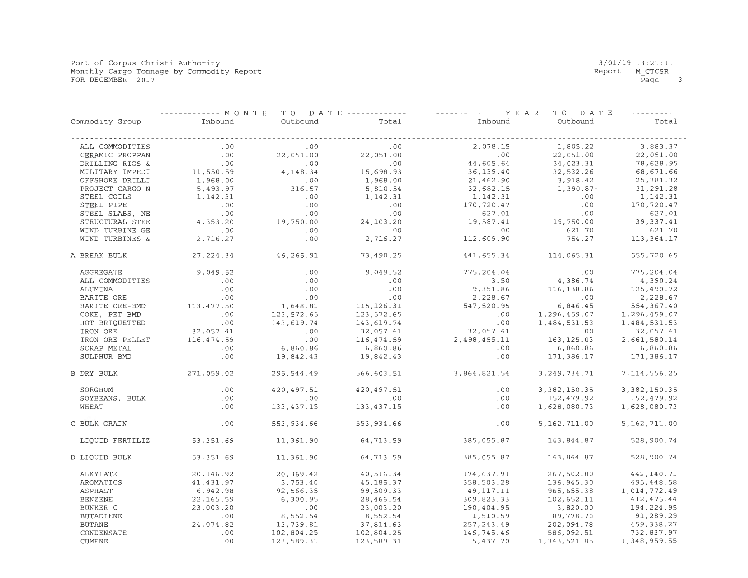Port of Corpus Christi Authority
Monthly Cargo Tonnage by Commodity Report
FOR DECEMBER 2017

3/01/19 13:21:11
Report: M_CTC5R

| Commodity Group | MONTH TO DATE Inbound | MONTH TO DATE Outbound | MONTH TO DATE Total | YEAR TO DATE Inbound | YEAR TO DATE Outbound | YEAR TO DATE Total |
|---|---|---|---|---|---|---|
| ALL COMMODITIES | .00 | .00 | .00 | 2,078.15 | 1,805.22 | 3,883.37 |
| CERAMIC PROPPAN | .00 | 22,051.00 | 22,051.00 | .00 | 22,051.00 | 22,051.00 |
| DRILLING RIGS & | .00 | .00 | .00 | 44,605.64 | 34,023.31 | 78,628.95 |
| MILITARY IMPEDI | 11,550.59 | 4,148.34 | 15,698.93 | 36,139.40 | 32,532.26 | 68,671.66 |
| OFFSHORE DRILLI | 1,968.00 | .00 | 1,968.00 | 21,462.90 | 3,918.42 | 25,381.32 |
| PROJECT CARGO N | 5,493.97 | 316.57 | 5,810.54 | 32,682.15 | 1,390.87- | 31,291.28 |
| STEEL COILS | 1,142.31 | .00 | 1,142.31 | 1,142.31 | .00 | 1,142.31 |
| STEEL PIPE | .00 | .00 | .00 | 170,720.47 | .00 | 170,720.47 |
| STEEL SLABS, NE | .00 | .00 | .00 | 627.01 | .00 | 627.01 |
| STRUCTURAL STEE | 4,353.20 | 19,750.00 | 24,103.20 | 19,587.41 | 19,750.00 | 39,337.41 |
| WIND TURBINE GE | .00 | .00 | .00 | .00 | 621.70 | 621.70 |
| WIND TURBINES & | 2,716.27 | .00 | 2,716.27 | 112,609.90 | 754.27 | 113,364.17 |
| A BREAK BULK | 27,224.34 | 46,265.91 | 73,490.25 | 441,655.34 | 114,065.31 | 555,720.65 |
| AGGREGATE | 9,049.52 | .00 | 9,049.52 | 775,204.04 | .00 | 775,204.04 |
| ALL COMMODITIES | .00 | .00 | .00 | 3.50 | 4,386.74 | 4,390.24 |
| ALUMINA | .00 | .00 | .00 | 9,351.86 | 116,138.86 | 125,490.72 |
| BARITE ORE | .00 | .00 | .00 | 2,228.67 | .00 | 2,228.67 |
| BARITE ORE-BMD | 113,477.50 | 1,648.81 | 115,126.31 | 547,520.95 | 6,846.45 | 554,367.40 |
| COKE, PET BMD | .00 | 123,572.65 | 123,572.65 | .00 | 1,296,459.07 | 1,296,459.07 |
| HOT BRIQUETTED | .00 | 143,619.74 | 143,619.74 | .00 | 1,484,531.53 | 1,484,531.53 |
| IRON ORE | 32,057.41 | .00 | 32,057.41 | 32,057.41 | .00 | 32,057.41 |
| IRON ORE PELLET | 116,474.59 | .00 | 116,474.59 | 2,498,455.11 | 163,125.03 | 2,661,580.14 |
| SCRAP METAL | .00 | 6,860.86 | 6,860.86 | .00 | 6,860.86 | 6,860.86 |
| SULPHUR BMD | .00 | 19,842.43 | 19,842.43 | .00 | 171,386.17 | 171,386.17 |
| B DRY BULK | 271,059.02 | 295,544.49 | 566,603.51 | 3,864,821.54 | 3,249,734.71 | 7,114,556.25 |
| SORGHUM | .00 | 420,497.51 | 420,497.51 | .00 | 3,382,150.35 | 3,382,150.35 |
| SOYBEANS, BULK | .00 | .00 | .00 | .00 | 152,479.92 | 152,479.92 |
| WHEAT | .00 | 133,437.15 | 133,437.15 | .00 | 1,628,080.73 | 1,628,080.73 |
| C BULK GRAIN | .00 | 553,934.66 | 553,934.66 | .00 | 5,162,711.00 | 5,162,711.00 |
| LIQUID FERTILIZ | 53,351.69 | 11,361.90 | 64,713.59 | 385,055.87 | 143,844.87 | 528,900.74 |
| D LIQUID BULK | 53,351.69 | 11,361.90 | 64,713.59 | 385,055.87 | 143,844.87 | 528,900.74 |
| ALKYLATE | 20,146.92 | 20,369.42 | 40,516.34 | 174,637.91 | 267,502.80 | 442,140.71 |
| AROMATICS | 41,431.97 | 3,753.40 | 45,185.37 | 358,503.28 | 136,945.30 | 495,448.58 |
| ASPHALT | 6,942.98 | 92,566.35 | 99,509.33 | 49,117.11 | 965,655.38 | 1,014,772.49 |
| BENZENE | 22,165.59 | 6,300.95 | 28,466.54 | 309,823.33 | 102,652.11 | 412,475.44 |
| BUNKER C | 23,003.20 | .00 | 23,003.20 | 190,404.95 | 3,820.00 | 194,224.95 |
| BUTADIENE | .00 | 8,552.54 | 8,552.54 | 1,510.59 | 89,778.70 | 91,289.29 |
| BUTANE | 24,074.82 | 13,739.81 | 37,814.63 | 257,243.49 | 202,094.78 | 459,338.27 |
| CONDENSATE | .00 | 102,804.25 | 102,804.25 | 146,745.46 | 586,092.51 | 732,837.97 |
| CUMENE | .00 | 123,589.31 | 123,589.31 | 5,437.70 | 1,343,521.85 | 1,348,959.55 |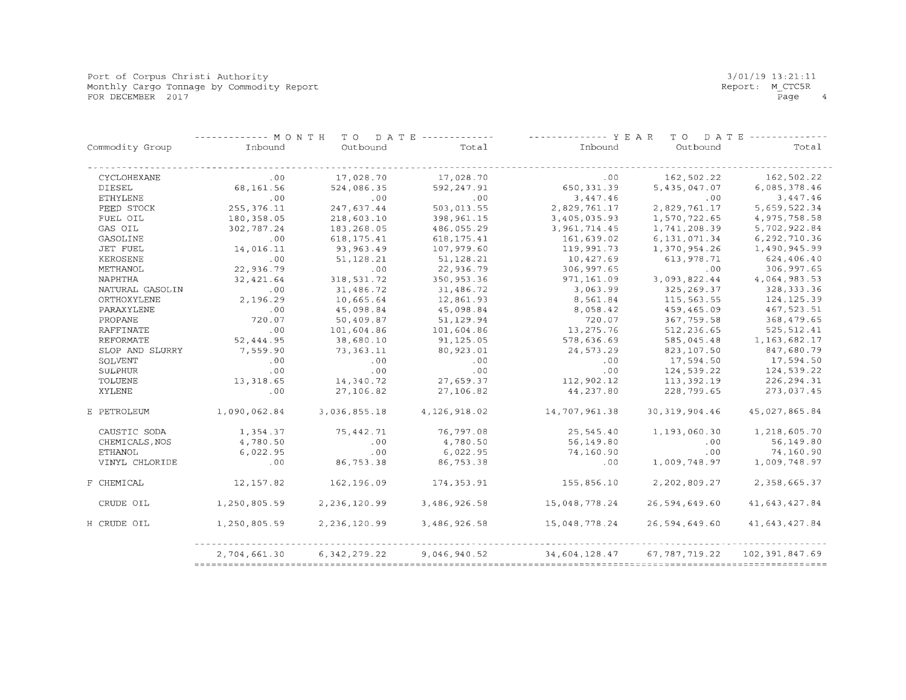Port of Corpus Christi Authority
Monthly Cargo Tonnage by Commodity Report
FOR DECEMBER 2017

3/01/19 13:21:11
Report: M_CTC5R

| Commodity Group | MONTH TO DATE Inbound | MONTH TO DATE Outbound | MONTH TO DATE Total | YEAR TO DATE Inbound | YEAR TO DATE Outbound | YEAR TO DATE Total |
|---|---|---|---|---|---|---|
| CYCLOHEXANE | .00 | 17,028.70 | 17,028.70 | .00 | 162,502.22 | 162,502.22 |
| DIESEL | 68,161.56 | 524,086.35 | 592,247.91 | 650,331.39 | 5,435,047.07 | 6,085,378.46 |
| ETHYLENE | .00 | .00 | .00 | 3,447.46 | .00 | 3,447.46 |
| FEED STOCK | 255,376.11 | 247,637.44 | 503,013.55 | 2,829,761.17 | 2,829,761.17 | 5,659,522.34 |
| FUEL OIL | 180,358.05 | 218,603.10 | 398,961.15 | 3,405,035.93 | 1,570,722.65 | 4,975,758.58 |
| GAS OIL | 302,787.24 | 183,268.05 | 486,055.29 | 3,961,714.45 | 1,741,208.39 | 5,702,922.84 |
| GASOLINE | .00 | 618,175.41 | 618,175.41 | 161,639.02 | 6,131,071.34 | 6,292,710.36 |
| JET FUEL | 14,016.11 | 93,963.49 | 107,979.60 | 119,991.73 | 1,370,954.26 | 1,490,945.99 |
| KEROSENE | .00 | 51,128.21 | 51,128.21 | 10,427.69 | 613,978.71 | 624,406.40 |
| METHANOL | 22,936.79 | .00 | 22,936.79 | 306,997.65 | .00 | 306,997.65 |
| NAPHTHA | 32,421.64 | 318,531.72 | 350,953.36 | 971,161.09 | 3,093,822.44 | 4,064,983.53 |
| NATURAL GASOLIN | .00 | 31,486.72 | 31,486.72 | 3,063.99 | 325,269.37 | 328,333.36 |
| ORTHOXYLENE | 2,196.29 | 10,665.64 | 12,861.93 | 8,561.84 | 115,563.55 | 124,125.39 |
| PARAXYLENE | .00 | 45,098.84 | 45,098.84 | 8,058.42 | 459,465.09 | 467,523.51 |
| PROPANE | 720.07 | 50,409.87 | 51,129.94 | 720.07 | 367,759.58 | 368,479.65 |
| RAFFINATE | .00 | 101,604.86 | 101,604.86 | 13,275.76 | 512,236.65 | 525,512.41 |
| REFORMATE | 52,444.95 | 38,680.10 | 91,125.05 | 578,636.69 | 585,045.48 | 1,163,682.17 |
| SLOP AND SLURRY | 7,559.90 | 73,363.11 | 80,923.01 | 24,573.29 | 823,107.50 | 847,680.79 |
| SOLVENT | .00 | .00 | .00 | .00 | 17,594.50 | 17,594.50 |
| SULPHUR | .00 | .00 | .00 | .00 | 124,539.22 | 124,539.22 |
| TOLUENE | 13,318.65 | 14,340.72 | 27,659.37 | 112,902.12 | 113,392.19 | 226,294.31 |
| XYLENE | .00 | 27,106.82 | 27,106.82 | 44,237.80 | 228,799.65 | 273,037.45 |
| E PETROLEUM | 1,090,062.84 | 3,036,855.18 | 4,126,918.02 | 14,707,961.38 | 30,319,904.46 | 45,027,865.84 |
| CAUSTIC SODA | 1,354.37 | 75,442.71 | 76,797.08 | 25,545.40 | 1,193,060.30 | 1,218,605.70 |
| CHEMICALS,NOS | 4,780.50 | .00 | 4,780.50 | 56,149.80 | .00 | 56,149.80 |
| ETHANOL | 6,022.95 | .00 | 6,022.95 | 74,160.90 | .00 | 74,160.90 |
| VINYL CHLORIDE | .00 | 86,753.38 | 86,753.38 | .00 | 1,009,748.97 | 1,009,748.97 |
| F CHEMICAL | 12,157.82 | 162,196.09 | 174,353.91 | 155,856.10 | 2,202,809.27 | 2,358,665.37 |
| CRUDE OIL | 1,250,805.59 | 2,236,120.99 | 3,486,926.58 | 15,048,778.24 | 26,594,649.60 | 41,643,427.84 |
| H CRUDE OIL | 1,250,805.59 | 2,236,120.99 | 3,486,926.58 | 15,048,778.24 | 26,594,649.60 | 41,643,427.84 |
| | 2,704,661.30 | 6,342,279.22 | 9,046,940.52 | 34,604,128.47 | 67,787,719.22 | 102,391,847.69 |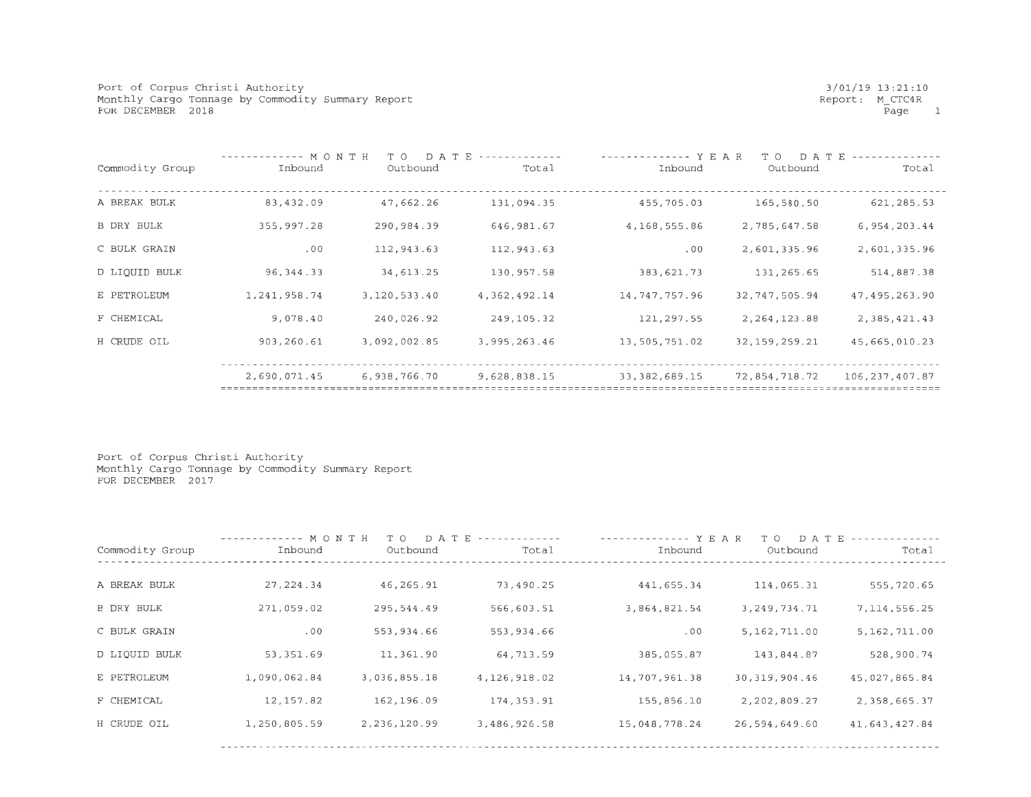Port of Corpus Christi Authority
Monthly Cargo Tonnage by Commodity Summary Report
FOR DECEMBER 2018

3/01/19 13:21:10
Report: M_CTC4R

| Commodity Group | MONTH TO DATE | | | YEAR TO DATE | | |
|---|---|---|---|---|---|---|
| | Inbound | Outbound | Total | Inbound | Outbound | Total |
| A BREAK BULK | 83,432.09 | 47,662.26 | 131,094.35 | 455,705.03 | 165,580.50 | 621,285.53 |
| B DRY BULK | 355,997.28 | 290,984.39 | 646,981.67 | 4,168,555.86 | 2,785,647.58 | 6,954,203.44 |
| C BULK GRAIN | .00 | 112,943.63 | 112,943.63 | .00 | 2,601,335.96 | 2,601,335.96 |
| D LIQUID BULK | 96,344.33 | 34,613.25 | 130,957.58 | 383,621.73 | 131,265.65 | 514,887.38 |
| E PETROLEUM | 1,241,958.74 | 3,120,533.40 | 4,362,492.14 | 14,747,757.96 | 32,747,505.94 | 47,495,263.90 |
| F CHEMICAL | 9,078.40 | 240,026.92 | 249,105.32 | 121,297.55 | 2,264,123.88 | 2,385,421.43 |
| H CRUDE OIL | 903,260.61 | 3,092,002.85 | 3,995,263.46 | 13,505,751.02 | 32,159,259.21 | 45,665,010.23 |
| | 2,690,071.45 | 6,938,766.70 | 9,628,838.15 | 33,382,689.15 | 72,854,718.72 | 106,237,407.87 |

Port of Corpus Christi Authority
Monthly Cargo Tonnage by Commodity Summary Report
FOR DECEMBER 2017

| Commodity Group | MONTH TO DATE | | | YEAR TO DATE | | |
|---|---|---|---|---|---|---|
| | Inbound | Outbound | Total | Inbound | Outbound | Total |
| A BREAK BULK | 27,224.34 | 46,265.91 | 73,490.25 | 441,655.34 | 114,065.31 | 555,720.65 |
| B DRY BULK | 271,059.02 | 295,544.49 | 566,603.51 | 3,864,821.54 | 3,249,734.71 | 7,114,556.25 |
| C BULK GRAIN | .00 | 553,934.66 | 553,934.66 | .00 | 5,162,711.00 | 5,162,711.00 |
| D LIQUID BULK | 53,351.69 | 11,361.90 | 64,713.59 | 385,055.87 | 143,844.87 | 528,900.74 |
| E PETROLEUM | 1,090,062.84 | 3,036,855.18 | 4,126,918.02 | 14,707,961.38 | 30,319,904.46 | 45,027,865.84 |
| F CHEMICAL | 12,157.82 | 162,196.09 | 174,353.91 | 155,856.10 | 2,202,809.27 | 2,358,665.37 |
| H CRUDE OIL | 1,250,805.59 | 2,236,120.99 | 3,486,926.58 | 15,048,778.24 | 26,594,649.60 | 41,643,427.84 |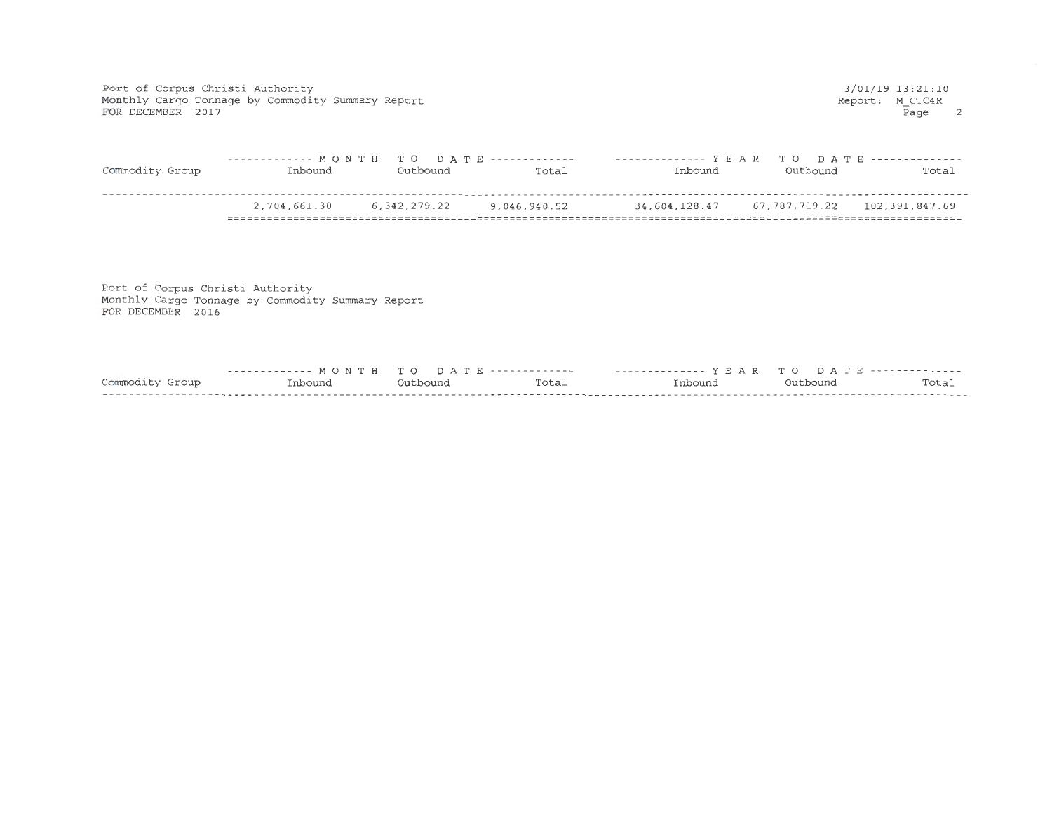Port of Corpus Christi Authority
Monthly Cargo Tonnage by Commodity Summary Report
FOR DECEMBER 2017

3/01/19 13:21:10
Report: M_CTC4R

| Commodity Group | MONTH TO DATE Inbound | MONTH TO DATE Outbound | MONTH TO DATE Total | YEAR TO DATE Inbound | YEAR TO DATE Outbound | YEAR TO DATE Total |
|---|---|---|---|---|---|---|
| | 2,704,661.30 | 6,342,279.22 | 9,046,940.52 | 34,604,128.47 | 67,787,719.22 | 102,391,847.69 |

Port of Corpus Christi Authority
Monthly Cargo Tonnage by Commodity Summary Report
FOR DECEMBER 2016

| Commodity Group | MONTH TO DATE Inbound | MONTH TO DATE Outbound | MONTH TO DATE Total | YEAR TO DATE Inbound | YEAR TO DATE Outbound | YEAR TO DATE Total |
|---|---|---|---|---|---|---|